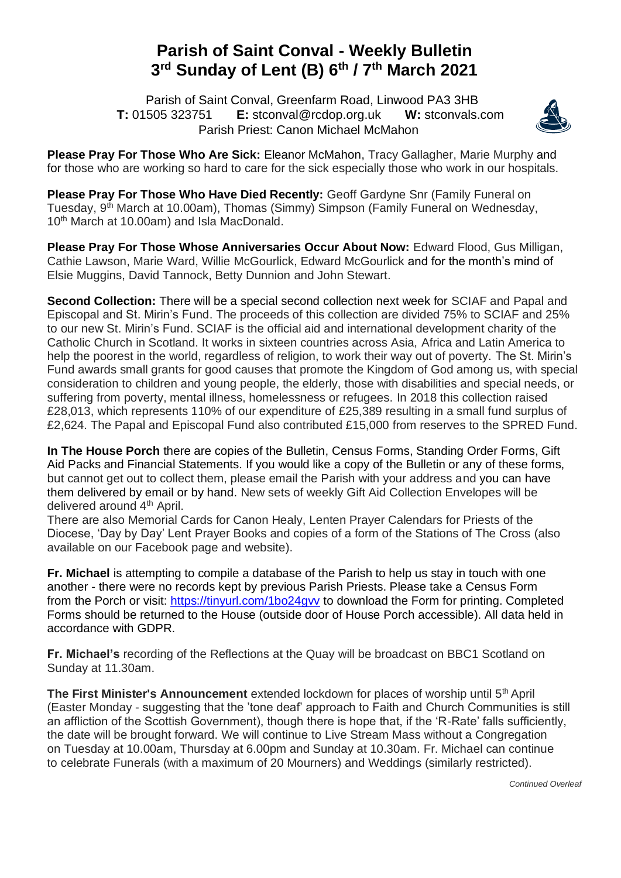# Parish of Saint Conval - Weekly Bulletin
## 3rd Sunday of Lent (B) 6th / 7th March 2021

Parish of Saint Conval, Greenfarm Road, Linwood PA3 3HB
**T:** 01505 323751 **E:** stconval@rcdop.org.uk **W:** stconvals.com
Parish Priest: Canon Michael McMahon

**Please Pray For Those Who Are Sick:** Eleanor McMahon, Tracy Gallagher, Marie Murphy and for those who are working so hard to care for the sick especially those who work in our hospitals.

**Please Pray For Those Who Have Died Recently:** Geoff Gardyne Snr (Family Funeral on Tuesday, 9th March at 10.00am), Thomas (Simmy) Simpson (Family Funeral on Wednesday, 10th March at 10.00am) and Isla MacDonald.

**Please Pray For Those Whose Anniversaries Occur About Now:** Edward Flood, Gus Milligan, Cathie Lawson, Marie Ward, Willie McGourlick, Edward McGourlick and for the month's mind of Elsie Muggins, David Tannock, Betty Dunnion and John Stewart.

**Second Collection:** There will be a special second collection next week for SCIAF and Papal and Episcopal and St. Mirin's Fund. The proceeds of this collection are divided 75% to SCIAF and 25% to our new St. Mirin's Fund. SCIAF is the official aid and international development charity of the Catholic Church in Scotland. It works in sixteen countries across Asia, Africa and Latin America to help the poorest in the world, regardless of religion, to work their way out of poverty. The St. Mirin's Fund awards small grants for good causes that promote the Kingdom of God among us, with special consideration to children and young people, the elderly, those with disabilities and special needs, or suffering from poverty, mental illness, homelessness or refugees. In 2018 this collection raised £28,013, which represents 110% of our expenditure of £25,389 resulting in a small fund surplus of £2,624. The Papal and Episcopal Fund also contributed £15,000 from reserves to the SPRED Fund.

**In The House Porch** there are copies of the Bulletin, Census Forms, Standing Order Forms, Gift Aid Packs and Financial Statements. If you would like a copy of the Bulletin or any of these forms, but cannot get out to collect them, please email the Parish with your address and you can have them delivered by email or by hand. New sets of weekly Gift Aid Collection Envelopes will be delivered around 4th April.
There are also Memorial Cards for Canon Healy, Lenten Prayer Calendars for Priests of the Diocese, 'Day by Day' Lent Prayer Books and copies of a form of the Stations of The Cross (also available on our Facebook page and website).

**Fr. Michael** is attempting to compile a database of the Parish to help us stay in touch with one another - there were no records kept by previous Parish Priests. Please take a Census Form from the Porch or visit: https://tinyurl.com/1bo24gvv to download the Form for printing. Completed Forms should be returned to the House (outside door of House Porch accessible). All data held in accordance with GDPR.

**Fr. Michael's** recording of the Reflections at the Quay will be broadcast on BBC1 Scotland on Sunday at 11.30am.

**The First Minister's Announcement** extended lockdown for places of worship until 5th April (Easter Monday - suggesting that the 'tone deaf' approach to Faith and Church Communities is still an affliction of the Scottish Government), though there is hope that, if the 'R-Rate' falls sufficiently, the date will be brought forward. We will continue to Live Stream Mass without a Congregation on Tuesday at 10.00am, Thursday at 6.00pm and Sunday at 10.30am. Fr. Michael can continue to celebrate Funerals (with a maximum of 20 Mourners) and Weddings (similarly restricted).

*Continued Overleaf*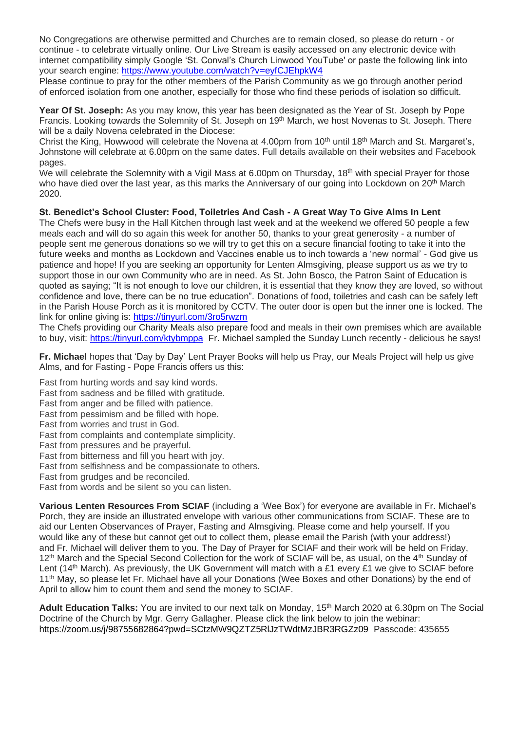No Congregations are otherwise permitted and Churches are to remain closed, so please do return - or continue - to celebrate virtually online. Our Live Stream is easily accessed on any electronic device with internet compatibility simply Google 'St. Conval's Church Linwood YouTube' or paste the following link into your search engine: https://www.youtube.com/watch?v=eyfCJEhpkW4

Please continue to pray for the other members of the Parish Community as we go through another period of enforced isolation from one another, especially for those who find these periods of isolation so difficult.

**Year Of St. Joseph:** As you may know, this year has been designated as the Year of St. Joseph by Pope Francis. Looking towards the Solemnity of St. Joseph on 19th March, we host Novenas to St. Joseph. There will be a daily Novena celebrated in the Diocese:

Christ the King, Howwood will celebrate the Novena at 4.00pm from 10th until 18th March and St. Margaret's, Johnstone will celebrate at 6.00pm on the same dates. Full details available on their websites and Facebook pages.

We will celebrate the Solemnity with a Vigil Mass at 6.00pm on Thursday, 18th with special Prayer for those who have died over the last year, as this marks the Anniversary of our going into Lockdown on 20th March 2020.

**St. Benedict's School Cluster: Food, Toiletries And Cash - A Great Way To Give Alms In Lent**

The Chefs were busy in the Hall Kitchen through last week and at the weekend we offered 50 people a few meals each and will do so again this week for another 50, thanks to your great generosity - a number of people sent me generous donations so we will try to get this on a secure financial footing to take it into the future weeks and months as Lockdown and Vaccines enable us to inch towards a 'new normal' - God give us patience and hope! If you are seeking an opportunity for Lenten Almsgiving, please support us as we try to support those in our own Community who are in need. As St. John Bosco, the Patron Saint of Education is quoted as saying; "It is not enough to love our children, it is essential that they know they are loved, so without confidence and love, there can be no true education". Donations of food, toiletries and cash can be safely left in the Parish House Porch as it is monitored by CCTV. The outer door is open but the inner one is locked. The link for online giving is: https://tinyurl.com/3ro5rwzm

The Chefs providing our Charity Meals also prepare food and meals in their own premises which are available to buy, visit: https://tinyurl.com/ktybmppa Fr. Michael sampled the Sunday Lunch recently - delicious he says!

**Fr. Michael** hopes that 'Day by Day' Lent Prayer Books will help us Pray, our Meals Project will help us give Alms, and for Fasting - Pope Francis offers us this:

Fast from hurting words and say kind words.
Fast from sadness and be filled with gratitude.
Fast from anger and be filled with patience.
Fast from pessimism and be filled with hope.
Fast from worries and trust in God.
Fast from complaints and contemplate simplicity.
Fast from pressures and be prayerful.
Fast from bitterness and fill you heart with joy.
Fast from selfishness and be compassionate to others.
Fast from grudges and be reconciled.
Fast from words and be silent so you can listen.

**Various Lenten Resources From SCIAF** (including a 'Wee Box') for everyone are available in Fr. Michael's Porch, they are inside an illustrated envelope with various other communications from SCIAF. These are to aid our Lenten Observances of Prayer, Fasting and Almsgiving. Please come and help yourself. If you would like any of these but cannot get out to collect them, please email the Parish (with your address!) and Fr. Michael will deliver them to you. The Day of Prayer for SCIAF and their work will be held on Friday, 12th March and the Special Second Collection for the work of SCIAF will be, as usual, on the 4th Sunday of Lent (14th March). As previously, the UK Government will match with a £1 every £1 we give to SCIAF before 11th May, so please let Fr. Michael have all your Donations (Wee Boxes and other Donations) by the end of April to allow him to count them and send the money to SCIAF.

**Adult Education Talks:** You are invited to our next talk on Monday, 15th March 2020 at 6.30pm on The Social Doctrine of the Church by Mgr. Gerry Gallagher. Please click the link below to join the webinar: https://zoom.us/j/98755682864?pwd=SCtzMW9QZTZ5RlJzTWdtMzJBR3RGZz09 Passcode: 435655